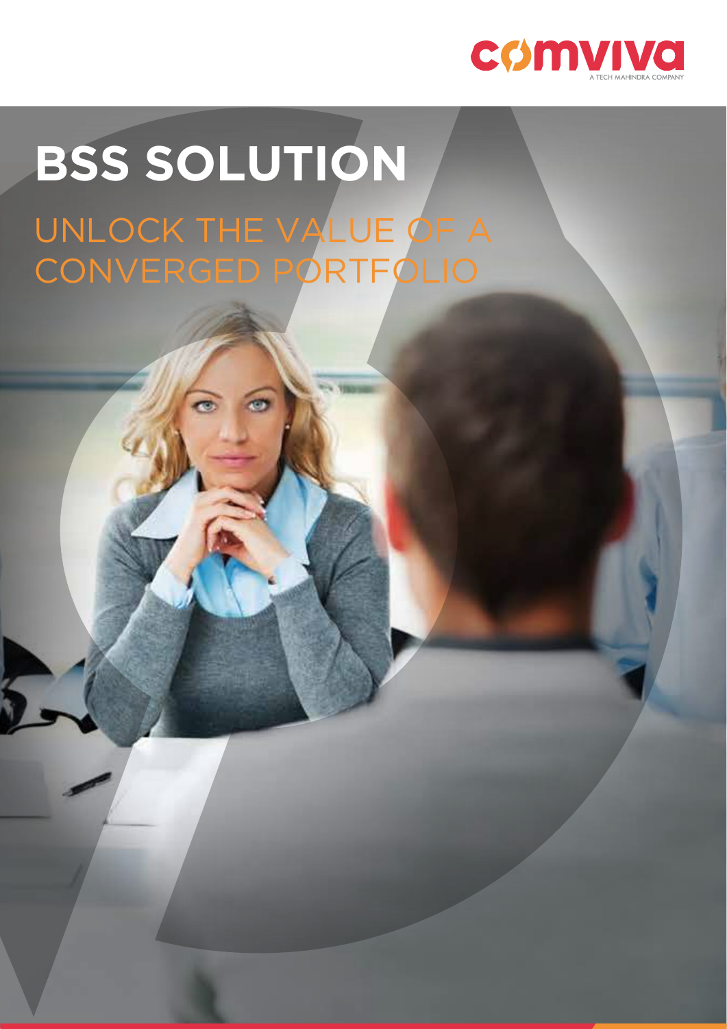comviva

A TECH MAHINDRA COMPANY

# BSS SOLUTION

## UNLOCK THE VALUE OF A CONVERGED PORTFOLIO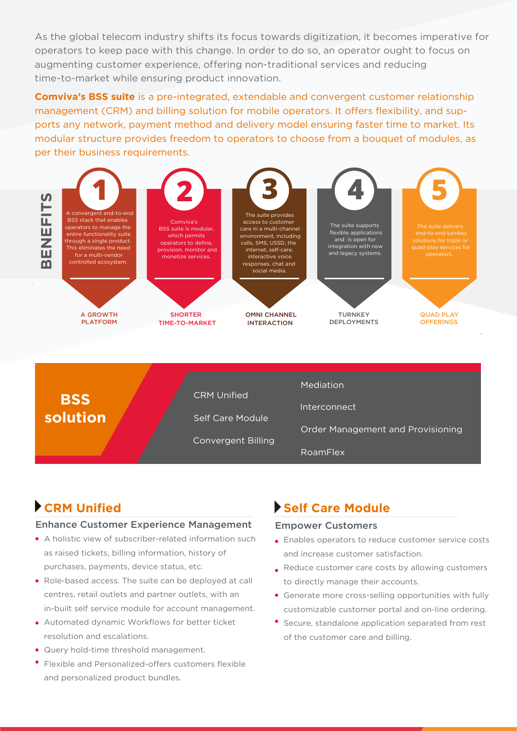As the global telecom industry shifts its focus towards digitization, it becomes imperative for operators to keep pace with this change. In order to do so, an operator ought to focus on augmenting customer experience, offering non-traditional services and reducing time-to-market while ensuring product innovation.

**Comviva's BSS suite** is a pre-integrated, extendable and convergent customer relationship management (CRM) and billing solution for mobile operators. It offers flexibility, and supports any network, payment method and delivery model ensuring faster time to market. Its modular structure provides freedom to operators to choose from a bouquet of modules, as per their business requirements.

## BENEFITS

**1** A convergent end-to-end BSS stack that enables operators to manage the entire functionality suite through a single product. This eliminates the need for a multi-vendor controlled ecosystem.
**A GROWTH PLATFORM**

**2** Comviva's BSS suite is modular, which permits operators to define, provision, monitor and monetize services.
**SHORTER TIME-TO-MARKET**

**3** The suite provides access to customer care in a multi-channel environment, including calls, SMS, USSD, the internet, self-care, interactive voice responses, chat and social media.
**OMNI CHANNEL INTERACTION**

**4** The suite supports flexible applications and is open for integration with new and legacy systems.
**TURNKEY DEPLOYMENTS**

**5** The suite delivers end-to-end turnkey solutions for triple or quad-play services for operators.
**QUAD PLAY OFFERINGS**

## BSS solution

- CRM Unified
- Self Care Module
- Convergent Billing
- Mediation
- Interconnect
- Order Management and Provisioning
- RoamFlex

## CRM Unified

### Enhance Customer Experience Management

- A holistic view of subscriber-related information such as raised tickets, billing information, history of purchases, payments, device status, etc.
- Role-based access. The suite can be deployed at call centres, retail outlets and partner outlets, with an in-built self service module for account management.
- Automated dynamic Workflows for better ticket resolution and escalations.
- Query hold-time threshold management.
- Flexible and Personalized-offers customers flexible and personalized product bundles.

## Self Care Module

### Empower Customers

- Enables operators to reduce customer service costs and increase customer satisfaction.
- Reduce customer care costs by allowing customers to directly manage their accounts.
- Generate more cross-selling opportunities with fully customizable customer portal and on-line ordering.
- Secure, standalone application separated from rest of the customer care and billing.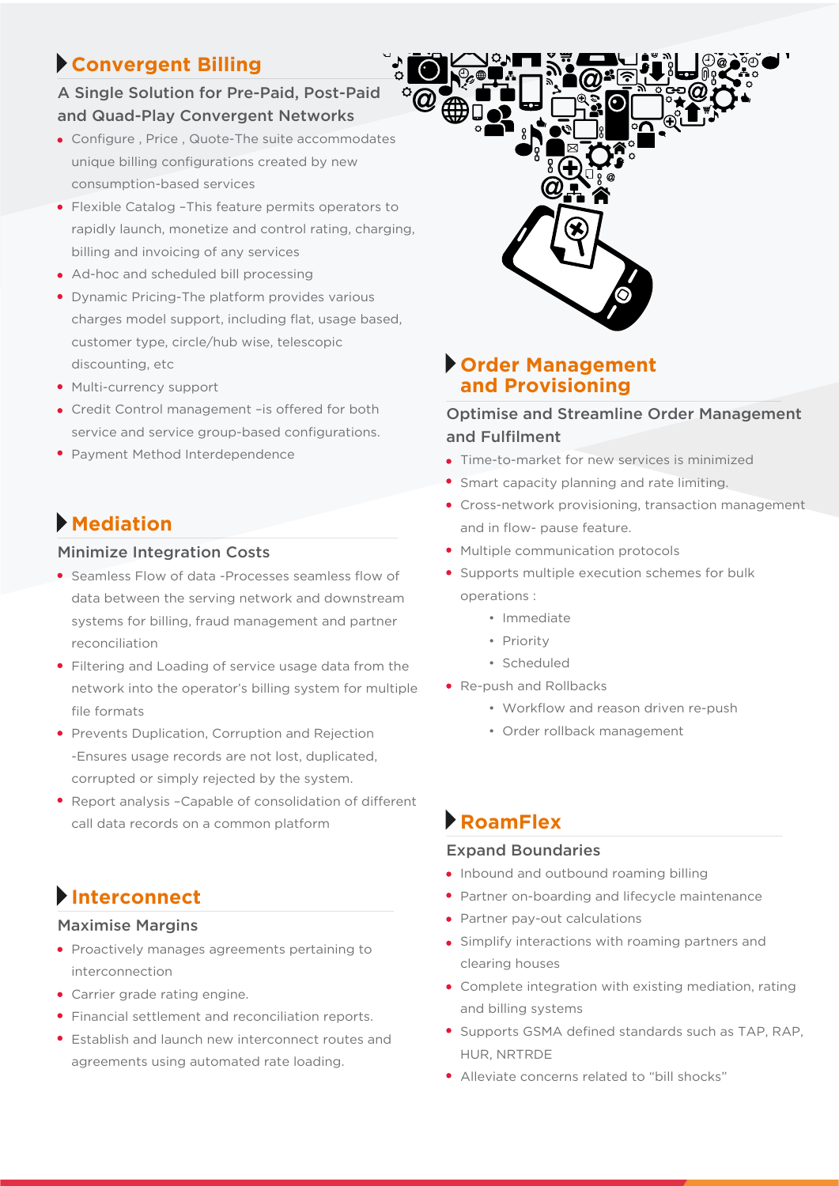## Convergent Billing

### A Single Solution for Pre-Paid, Post-Paid and Quad-Play Convergent Networks

- Configure , Price , Quote-The suite accommodates unique billing configurations created by new consumption-based services
- Flexible Catalog –This feature permits operators to rapidly launch, monetize and control rating, charging, billing and invoicing of any services
- Ad-hoc and scheduled bill processing
- Dynamic Pricing-The platform provides various charges model support, including flat, usage based, customer type, circle/hub wise, telescopic discounting, etc
- Multi-currency support
- Credit Control management –is offered for both service and service group-based configurations.
- Payment Method Interdependence

## Mediation

### Minimize Integration Costs

- Seamless Flow of data -Processes seamless flow of data between the serving network and downstream systems for billing, fraud management and partner reconciliation
- Filtering and Loading of service usage data from the network into the operator's billing system for multiple file formats
- Prevents Duplication, Corruption and Rejection -Ensures usage records are not lost, duplicated, corrupted or simply rejected by the system.
- Report analysis –Capable of consolidation of different call data records on a common platform

## Interconnect

### Maximise Margins

- Proactively manages agreements pertaining to interconnection
- Carrier grade rating engine.
- Financial settlement and reconciliation reports.
- Establish and launch new interconnect routes and agreements using automated rate loading.

## Order Management and Provisioning

### Optimise and Streamline Order Management and Fulfilment

- Time-to-market for new services is minimized
- Smart capacity planning and rate limiting.
- Cross-network provisioning, transaction management and in flow- pause feature.
- Multiple communication protocols
- Supports multiple execution schemes for bulk operations :
  - Immediate
  - Priority
  - Scheduled
- Re-push and Rollbacks
  - Workflow and reason driven re-push
  - Order rollback management

## RoamFlex

### Expand Boundaries

- Inbound and outbound roaming billing
- Partner on-boarding and lifecycle maintenance
- Partner pay-out calculations
- Simplify interactions with roaming partners and clearing houses
- Complete integration with existing mediation, rating and billing systems
- Supports GSMA defined standards such as TAP, RAP, HUR, NRTRDE
- Alleviate concerns related to "bill shocks"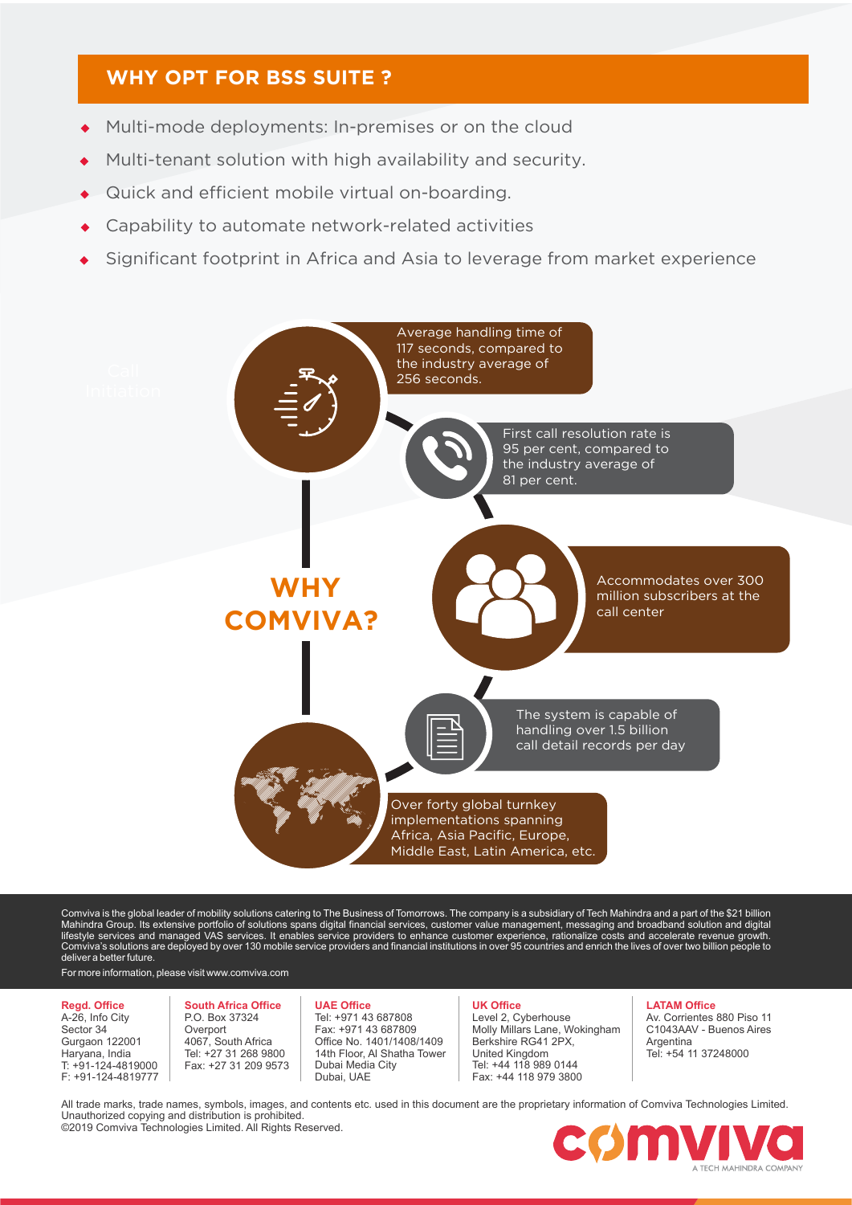## WHY OPT FOR BSS SUITE ?

- Multi-mode deployments: In-premises or on the cloud
- Multi-tenant solution with high availability and security.
- Quick and efficient mobile virtual on-boarding.
- Capability to automate network-related activities
- Significant footprint in Africa and Asia to leverage from market experience

## WHY COMVIVA?

- Average handling time of 117 seconds, compared to the industry average of 256 seconds.
- First call resolution rate is 95 per cent, compared to the industry average of 81 per cent.
- Accommodates over 300 million subscribers at the call center
- The system is capable of handling over 1.5 billion call detail records per day
- Over forty global turnkey implementations spanning Africa, Asia Pacific, Europe, Middle East, Latin America, etc.

Comviva is the global leader of mobility solutions catering to The Business of Tomorrows. The company is a subsidiary of Tech Mahindra and a part of the $21 billion Mahindra Group. Its extensive portfolio of solutions spans digital financial services, customer value management, messaging and broadband solution and digital lifestyle services and managed VAS services. It enables service providers to enhance customer experience, rationalize costs and accelerate revenue growth. Comviva's solutions are deployed by over 130 mobile service providers and financial institutions in over 95 countries and enrich the lives of over two billion people to deliver a better future.

For more information, please visit www.comviva.com

**Regd. Office**
A-26, Info City
Sector 34
Gurgaon 122001
Haryana, India
T: +91-124-4819000
F: +91-124-4819777

**South Africa Office**
P.O. Box 37324
Overport
4067, South Africa
Tel: +27 31 268 9800
Fax: +27 31 209 9573

**UAE Office**
Tel: +971 43 687808
Fax: +971 43 687809
Office No. 1401/1408/1409
14th Floor, Al Shatha Tower
Dubai Media City
Dubai, UAE

**UK Office**
Level 2, Cyberhouse
Molly Millars Lane, Wokingham
Berkshire RG41 2PX,
United Kingdom
Tel: +44 118 989 0144
Fax: +44 118 979 3800

**LATAM Office**
Av. Corrientes 880 Piso 11
C1043AAV - Buenos Aires
Argentina
Tel: +54 11 37248000

All trade marks, trade names, symbols, images, and contents etc. used in this document are the proprietary information of Comviva Technologies Limited. Unauthorized copying and distribution is prohibited.
©2019 Comviva Technologies Limited. All Rights Reserved.

comviva
A TECH MAHINDRA COMPANY